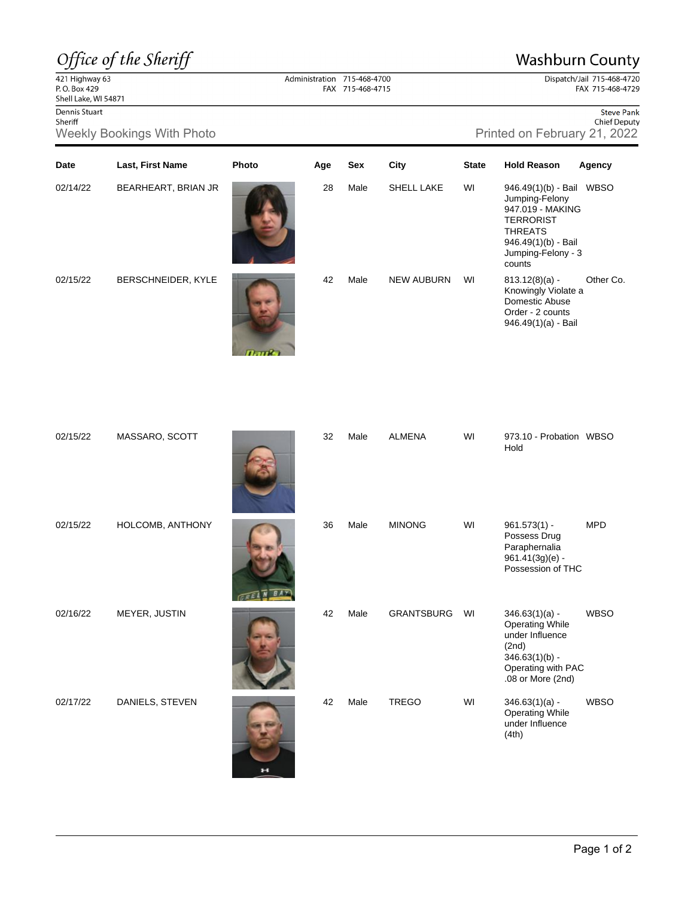*Office of the Sheriff*

# Washburn County

421 Highway 63
P. O. Box 429
Shell Lake, WI 54871

Administration 715-468-4700
FAX 715-468-4715

Dispatch/Jail 715-468-4720
FAX 715-468-4729

Dennis Stuart
Sheriff

Steve Pank
Chief Deputy

## Weekly Bookings With Photo

Printed on February 21, 2022

| Date | Last, First Name | Photo | Age | Sex | City | State | Hold Reason | Agency |
|---|---|---|---|---|---|---|---|---|
| 02/14/22 | BEARHEART, BRIAN JR | | 28 | Male | SHELL LAKE | WI | 946.49(1)(b) - Bail Jumping-Felony<br>947.019 - MAKING TERRORIST THREATS<br>946.49(1)(b) - Bail Jumping-Felony - 3 counts | WBSO |
| 02/15/22 | BERSCHNEIDER, KYLE | | 42 | Male | NEW AUBURN | WI | 813.12(8)(a) - Knowingly Violate a Domestic Abuse Order - 2 counts<br>946.49(1)(a) - Bail | Other Co. |
| 02/15/22 | MASSARO, SCOTT | | 32 | Male | ALMENA | WI | 973.10 - Probation Hold | WBSO |
| 02/15/22 | HOLCOMB, ANTHONY | | 36 | Male | MINONG | WI | 961.573(1) - Possess Drug Paraphernalia<br>961.41(3g)(e) - Possession of THC | MPD |
| 02/16/22 | MEYER, JUSTIN | | 42 | Male | GRANTSBURG | WI | 346.63(1)(a) - Operating While under Influence (2nd)<br>346.63(1)(b) - Operating with PAC .08 or More (2nd) | WBSO |
| 02/17/22 | DANIELS, STEVEN | | 42 | Male | TREGO | WI | 346.63(1)(a) - Operating While under Influence (4th) | WBSO |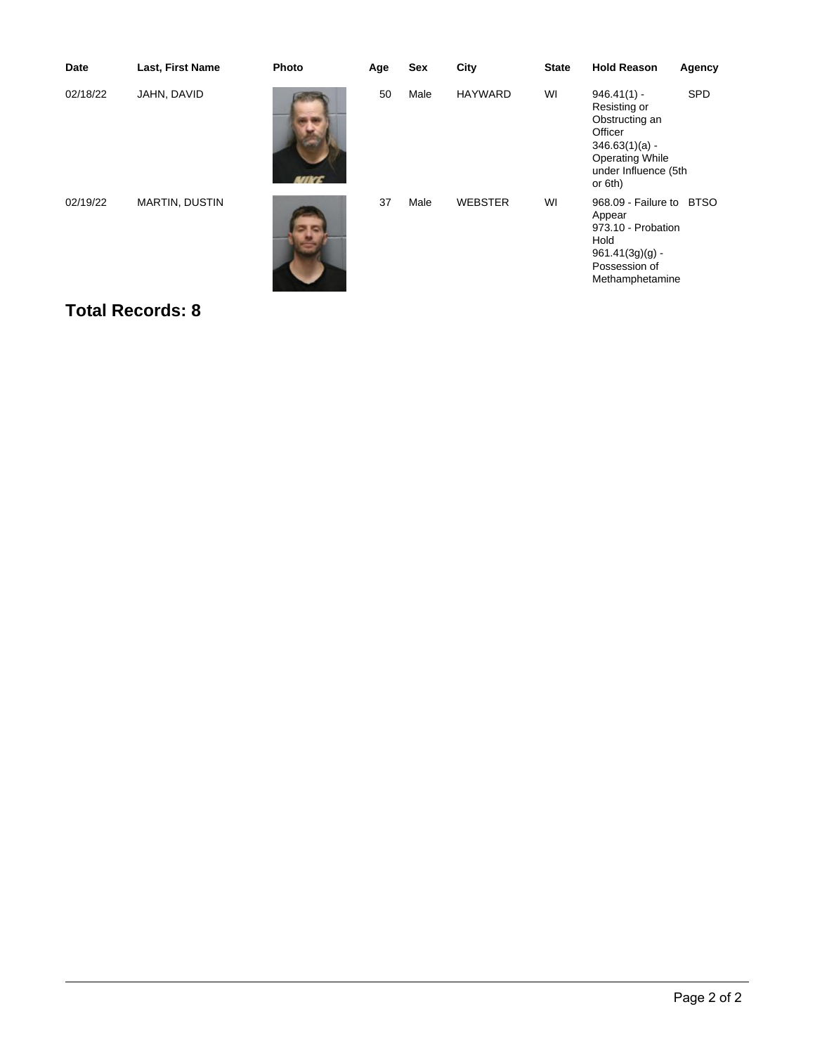| Date | Last, First Name | Photo | Age | Sex | City | State | Hold Reason | Agency |
|---|---|---|---|---|---|---|---|---|
| 02/18/22 | JAHN, DAVID | | 50 | Male | HAYWARD | WI | 946.41(1) - Resisting or Obstructing an Officer 346.63(1)(a) - Operating While under Influence (5th or 6th) | SPD |
| 02/19/22 | MARTIN, DUSTIN | | 37 | Male | WEBSTER | WI | 968.09 - Failure to Appear 973.10 - Probation Hold 961.41(3g)(g) - Possession of Methamphetamine | BTSO |

## Total Records: 8